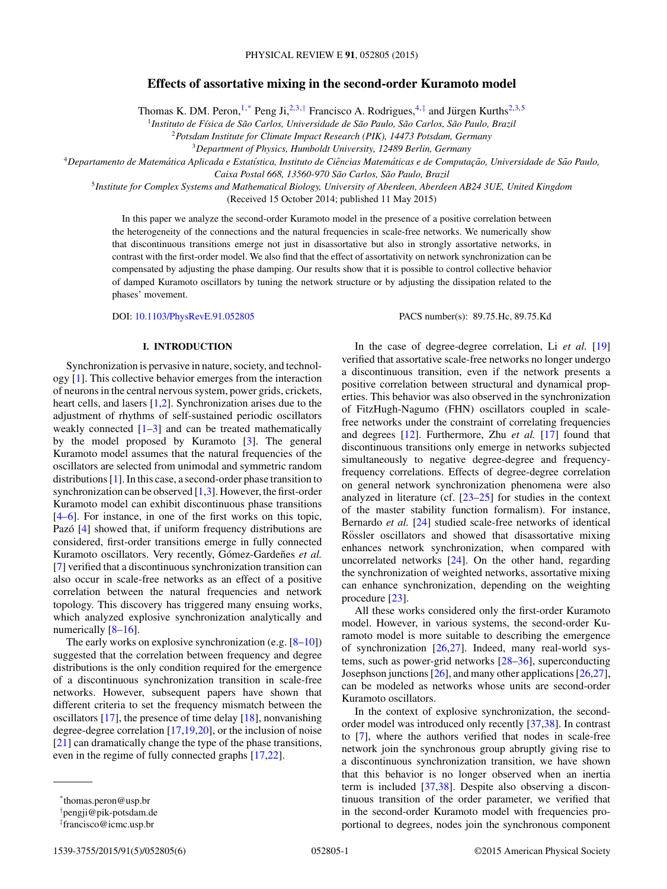# Effects of assortative mixing in the second-order Kuramoto model

Thomas K. DM. Peron,[1,*] Peng Ji,[2,3,†] Francisco A. Rodrigues,[4,‡] and Jürgen Kurths[2,3,5]

[1]*Instituto de Física de São Carlos, Universidade de São Paulo, São Carlos, São Paulo, Brazil*
[2]*Potsdam Institute for Climate Impact Research (PIK), 14473 Potsdam, Germany*
[3]*Department of Physics, Humboldt University, 12489 Berlin, Germany*
[4]*Departamento de Matemática Aplicada e Estatística, Instituto de Ciências Matemáticas e de Computação, Universidade de São Paulo, Caixa Postal 668, 13560-970 São Carlos, São Paulo, Brazil*
[5]*Institute for Complex Systems and Mathematical Biology, University of Aberdeen, Aberdeen AB24 3UE, United Kingdom*

(Received 15 October 2014; published 11 May 2015)

In this paper we analyze the second-order Kuramoto model in the presence of a positive correlation between the heterogeneity of the connections and the natural frequencies in scale-free networks. We numerically show that discontinuous transitions emerge not just in disassortative but also in strongly assortative networks, in contrast with the first-order model. We also find that the effect of assortativity on network synchronization can be compensated by adjusting the phase damping. Our results show that it is possible to control collective behavior of damped Kuramoto oscillators by tuning the network structure or by adjusting the dissipation related to the phases' movement.

DOI: 10.1103/PhysRevE.91.052805 PACS number(s): 89.75.Hc, 89.75.Kd

## I. INTRODUCTION

Synchronization is pervasive in nature, society, and technology [1]. This collective behavior emerges from the interaction of neurons in the central nervous system, power grids, crickets, heart cells, and lasers [1,2]. Synchronization arises due to the adjustment of rhythms of self-sustained periodic oscillators weakly connected [1–3] and can be treated mathematically by the model proposed by Kuramoto [3]. The general Kuramoto model assumes that the natural frequencies of the oscillators are selected from unimodal and symmetric random distributions [1]. In this case, a second-order phase transition to synchronization can be observed [1,3]. However, the first-order Kuramoto model can exhibit discontinuous phase transitions [4–6]. For instance, in one of the first works on this topic, Pazó [4] showed that, if uniform frequency distributions are considered, first-order transitions emerge in fully connected Kuramoto oscillators. Very recently, Gómez-Gardeñes *et al.* [7] verified that a discontinuous synchronization transition can also occur in scale-free networks as an effect of a positive correlation between the natural frequencies and network topology. This discovery has triggered many ensuing works, which analyzed explosive synchronization analytically and numerically [8–16].

The early works on explosive synchronization (e.g. [8–10]) suggested that the correlation between frequency and degree distributions is the only condition required for the emergence of a discontinuous synchronization transition in scale-free networks. However, subsequent papers have shown that different criteria to set the frequency mismatch between the oscillators [17], the presence of time delay [18], nonvanishing degree-degree correlation [17,19,20], or the inclusion of noise [21] can dramatically change the type of the phase transitions, even in the regime of fully connected graphs [17,22].

In the case of degree-degree correlation, Li *et al.* [19] verified that assortative scale-free networks no longer undergo a discontinuous transition, even if the network presents a positive correlation between structural and dynamical properties. This behavior was also observed in the synchronization of FitzHugh-Nagumo (FHN) oscillators coupled in scale-free networks under the constraint of correlating frequencies and degrees [12]. Furthermore, Zhu *et al.* [17] found that discontinuous transitions only emerge in networks subjected simultaneously to negative degree-degree and frequency-frequency correlations. Effects of degree-degree correlation on general network synchronization phenomena were also analyzed in literature (cf. [23–25] for studies in the context of the master stability function formalism). For instance, Bernardo *et al.* [24] studied scale-free networks of identical Rössler oscillators and showed that disassortative mixing enhances network synchronization, when compared with uncorrelated networks [24]. On the other hand, regarding the synchronization of weighted networks, assortative mixing can enhance synchronization, depending on the weighting procedure [23].

All these works considered only the first-order Kuramoto model. However, in various systems, the second-order Kuramoto model is more suitable to describing the emergence of synchronization [26,27]. Indeed, many real-world systems, such as power-grid networks [28–36], superconducting Josephson junctions [26], and many other applications [26,27], can be modeled as networks whose units are second-order Kuramoto oscillators.

In the context of explosive synchronization, the second-order model was introduced only recently [37,38]. In contrast to [7], where the authors verified that nodes in scale-free network join the synchronous group abruptly giving rise to a discontinuous synchronization transition, we have shown that this behavior is no longer observed when an inertia term is included [37,38]. Despite also observing a discontinuous transition of the order parameter, we verified that in the second-order Kuramoto model with frequencies proportional to degrees, nodes join the synchronous component

*thomas.peron@usp.br
†pengji@pik-potsdam.de
‡francisco@icmc.usp.br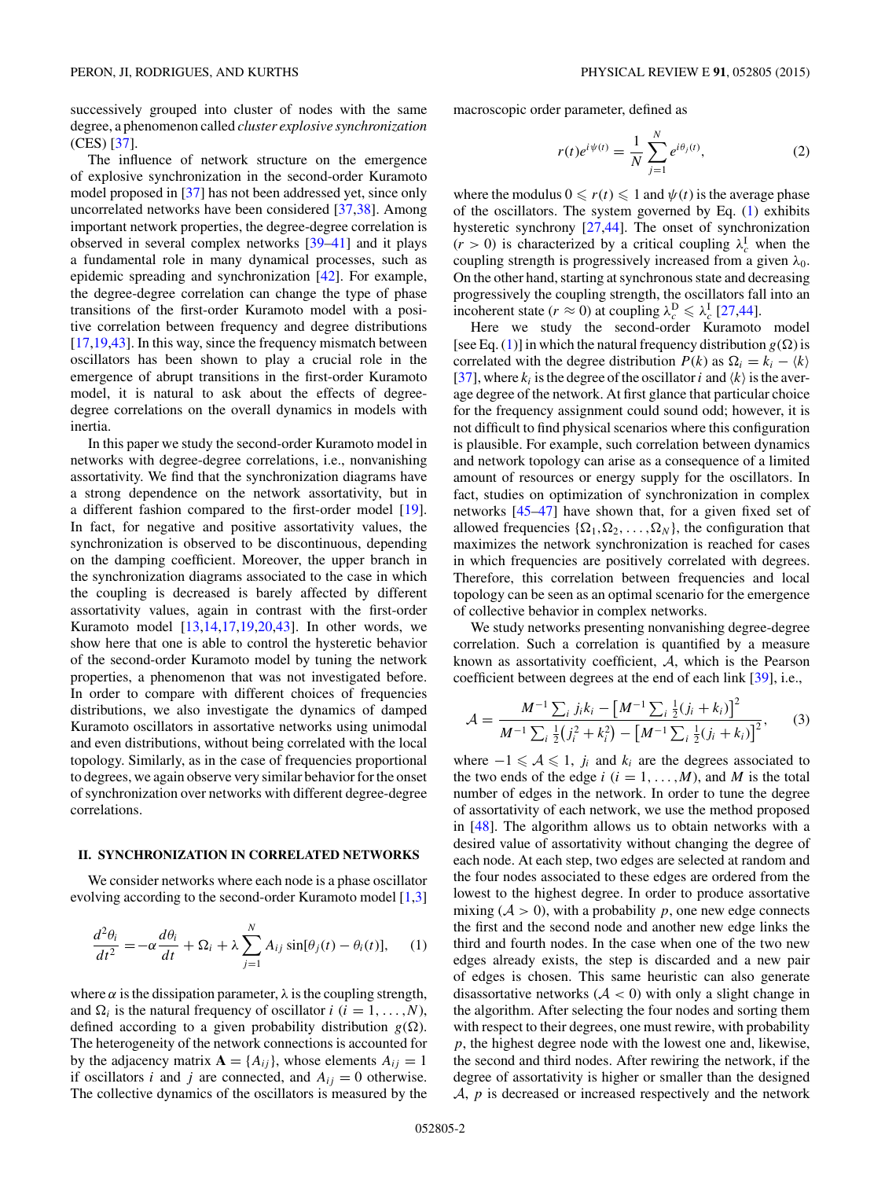successively grouped into cluster of nodes with the same degree, a phenomenon called *cluster explosive synchronization* (CES) [37].

The influence of network structure on the emergence of explosive synchronization in the second-order Kuramoto model proposed in [37] has not been addressed yet, since only uncorrelated networks have been considered [37,38]. Among important network properties, the degree-degree correlation is observed in several complex networks [39–41] and it plays a fundamental role in many dynamical processes, such as epidemic spreading and synchronization [42]. For example, the degree-degree correlation can change the type of phase transitions of the first-order Kuramoto model with a positive correlation between frequency and degree distributions [17,19,43]. In this way, since the frequency mismatch between oscillators has been shown to play a crucial role in the emergence of abrupt transitions in the first-order Kuramoto model, it is natural to ask about the effects of degree-degree correlations on the overall dynamics in models with inertia.

In this paper we study the second-order Kuramoto model in networks with degree-degree correlations, i.e., nonvanishing assortativity. We find that the synchronization diagrams have a strong dependence on the network assortativity, but in a different fashion compared to the first-order model [19]. In fact, for negative and positive assortativity values, the synchronization is observed to be discontinuous, depending on the damping coefficient. Moreover, the upper branch in the synchronization diagrams associated to the case in which the coupling is decreased is barely affected by different assortativity values, again in contrast with the first-order Kuramoto model [13,14,17,19,20,43]. In other words, we show here that one is able to control the hysteretic behavior of the second-order Kuramoto model by tuning the network properties, a phenomenon that was not investigated before. In order to compare with different choices of frequencies distributions, we also investigate the dynamics of damped Kuramoto oscillators in assortative networks using unimodal and even distributions, without being correlated with the local topology. Similarly, as in the case of frequencies proportional to degrees, we again observe very similar behavior for the onset of synchronization over networks with different degree-degree correlations.

## II. SYNCHRONIZATION IN CORRELATED NETWORKS

We consider networks where each node is a phase oscillator evolving according to the second-order Kuramoto model [1,3]

$$\frac{d^2\theta_i}{dt^2} = -\alpha\frac{d\theta_i}{dt} + \Omega_i + \lambda\sum_{j=1}^{N} A_{ij}\sin[\theta_j(t) - \theta_i(t)], \qquad (1)$$

where $\alpha$ is the dissipation parameter, $\lambda$ is the coupling strength, and $\Omega_i$ is the natural frequency of oscillator $i$ ($i = 1,\ldots,N$), defined according to a given probability distribution $g(\Omega)$. The heterogeneity of the network connections is accounted for by the adjacency matrix $\mathbf{A} = \{A_{ij}\}$, whose elements $A_{ij} = 1$ if oscillators $i$ and $j$ are connected, and $A_{ij} = 0$ otherwise. The collective dynamics of the oscillators is measured by the macroscopic order parameter, defined as

$$r(t)e^{i\psi(t)} = \frac{1}{N}\sum_{j=1}^{N} e^{i\theta_j(t)}, \qquad (2)$$

where the modulus $0 \leqslant r(t) \leqslant 1$ and $\psi(t)$ is the average phase of the oscillators. The system governed by Eq. (1) exhibits hysteretic synchrony [27,44]. The onset of synchronization ($r > 0$) is characterized by a critical coupling $\lambda_c^{\mathrm{I}}$ when the coupling strength is progressively increased from a given $\lambda_0$. On the other hand, starting at synchronous state and decreasing progressively the coupling strength, the oscillators fall into an incoherent state ($r \approx 0$) at coupling $\lambda_c^{\mathrm{D}} \leqslant \lambda_c^{\mathrm{I}}$ [27,44].

Here we study the second-order Kuramoto model [see Eq. (1)] in which the natural frequency distribution $g(\Omega)$ is correlated with the degree distribution $P(k)$ as $\Omega_i = k_i - \langle k\rangle$ [37], where $k_i$ is the degree of the oscillator $i$ and $\langle k\rangle$ is the average degree of the network. At first glance that particular choice for the frequency assignment could sound odd; however, it is not difficult to find physical scenarios where this configuration is plausible. For example, such correlation between dynamics and network topology can arise as a consequence of a limited amount of resources or energy supply for the oscillators. In fact, studies on optimization of synchronization in complex networks [45–47] have shown that, for a given fixed set of allowed frequencies $\{\Omega_1,\Omega_2,\ldots,\Omega_N\}$, the configuration that maximizes the network synchronization is reached for cases in which frequencies are positively correlated with degrees. Therefore, this correlation between frequencies and local topology can be seen as an optimal scenario for the emergence of collective behavior in complex networks.

We study networks presenting nonvanishing degree-degree correlation. Such a correlation is quantified by a measure known as assortativity coefficient, $\mathcal{A}$, which is the Pearson coefficient between degrees at the end of each link [39], i.e.,

$$\mathcal{A} = \frac{M^{-1}\sum_i j_i k_i - \left[M^{-1}\sum_i \frac{1}{2}(j_i + k_i)\right]^2}{M^{-1}\sum_i \frac{1}{2}\left(j_i^2 + k_i^2\right) - \left[M^{-1}\sum_i \frac{1}{2}(j_i + k_i)\right]^2}, \qquad (3)$$

where $-1 \leqslant \mathcal{A} \leqslant 1$, $j_i$ and $k_i$ are the degrees associated to the two ends of the edge $i$ ($i = 1,\ldots,M$), and $M$ is the total number of edges in the network. In order to tune the degree of assortativity of each network, we use the method proposed in [48]. The algorithm allows us to obtain networks with a desired value of assortativity without changing the degree of each node. At each step, two edges are selected at random and the four nodes associated to these edges are ordered from the lowest to the highest degree. In order to produce assortative mixing ($\mathcal{A} > 0$), with a probability $p$, one new edge connects the first and the second node and another new edge links the third and fourth nodes. In the case when one of the two new edges already exists, the step is discarded and a new pair of edges is chosen. This same heuristic can also generate disassortative networks ($\mathcal{A} < 0$) with only a slight change in the algorithm. After selecting the four nodes and sorting them with respect to their degrees, one must rewire, with probability $p$, the highest degree node with the lowest one and, likewise, the second and third nodes. After rewiring the network, if the degree of assortativity is higher or smaller than the designed $\mathcal{A}$, $p$ is decreased or increased respectively and the network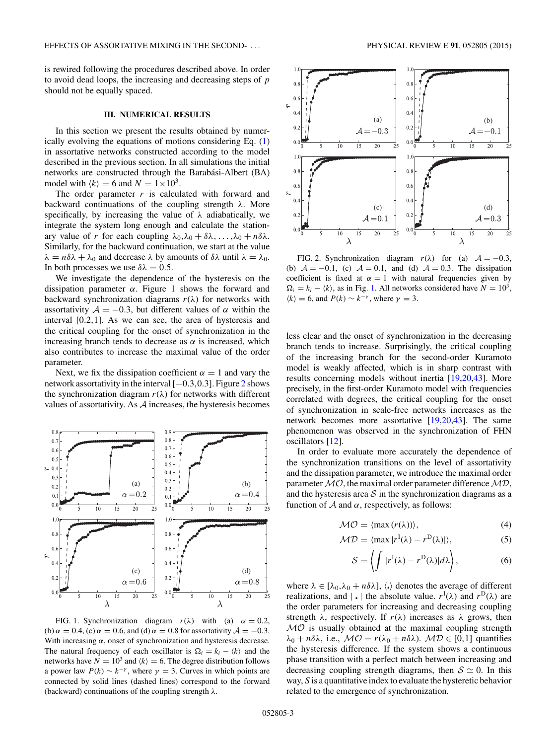is rewired following the procedures described above. In order to avoid dead loops, the increasing and decreasing steps of $p$ should not be equally spaced.

## III. NUMERICAL RESULTS

In this section we present the results obtained by numerically evolving the equations of motions considering Eq. (1) in assortative networks constructed according to the model described in the previous section. In all simulations the initial networks are constructed through the Barabási-Albert (BA) model with $\langle k \rangle = 6$ and $N = 1\times 10^3$.

The order parameter $r$ is calculated with forward and backward continuations of the coupling strength $\lambda$. More specifically, by increasing the value of $\lambda$ adiabatically, we integrate the system long enough and calculate the stationary value of $r$ for each coupling $\lambda_0, \lambda_0 + \delta\lambda, \ldots, \lambda_0 + n\delta\lambda$. Similarly, for the backward continuation, we start at the value $\lambda = n\delta\lambda + \lambda_0$ and decrease $\lambda$ by amounts of $\delta\lambda$ until $\lambda = \lambda_0$. In both processes we use $\delta\lambda = 0.5$.

We investigate the dependence of the hysteresis on the dissipation parameter $\alpha$. Figure 1 shows the forward and backward synchronization diagrams $r(\lambda)$ for networks with assortativity $\mathcal{A} = -0.3$, but different values of $\alpha$ within the interval [0.2,1]. As we can see, the area of hysteresis and the critical coupling for the onset of synchronization in the increasing branch tends to decrease as $\alpha$ is increased, which also contributes to increase the maximal value of the order parameter.

Next, we fix the dissipation coefficient $\alpha = 1$ and vary the network assortativity in the interval $[-0.3, 0.3]$. Figure 2 shows the synchronization diagram $r(\lambda)$ for networks with different values of assortativity. As $\mathcal{A}$ increases, the hysteresis becomes less clear and the onset of synchronization in the decreasing branch tends to increase. Surprisingly, the critical coupling of the increasing branch for the second-order Kuramoto model is weakly affected, which is in sharp contrast with results concerning models without inertia [19,20,43]. More precisely, in the first-order Kuramoto model with frequencies correlated with degrees, the critical coupling for the onset of synchronization in scale-free networks increases as the network becomes more assortative [19,20,43]. The same phenomenon was observed in the synchronization of FHN oscillators [12].

FIG. 1. Synchronization diagram $r(\lambda)$ with (a) $\alpha = 0.2$, (b) $\alpha = 0.4$, (c) $\alpha = 0.6$, and (d) $\alpha = 0.8$ for assortativity $\mathcal{A} = -0.3$. With increasing $\alpha$, onset of synchronization and hysteresis decrease. The natural frequency of each oscillator is $\Omega_i = k_i - \langle k \rangle$ and the networks have $N = 10^3$ and $\langle k \rangle = 6$. The degree distribution follows a power law $P(k) \sim k^{-\gamma}$, where $\gamma = 3$. Curves in which points are connected by solid lines (dashed lines) correspond to the forward (backward) continuations of the coupling strength $\lambda$.

FIG. 2. Synchronization diagram $r(\lambda)$ for (a) $\mathcal{A} = -0.3$, (b) $\mathcal{A} = -0.1$, (c) $\mathcal{A} = 0.1$, and (d) $\mathcal{A} = 0.3$. The dissipation coefficient is fixed at $\alpha = 1$ with natural frequencies given by $\Omega_i = k_i - \langle k \rangle$, as in Fig. 1. All networks considered have $N = 10^3$, $\langle k \rangle = 6$, and $P(k) \sim k^{-\gamma}$, where $\gamma = 3$.

In order to evaluate more accurately the dependence of the synchronization transitions on the level of assortativity and the dissipation parameter, we introduce the maximal order parameter $\mathcal{MO}$, the maximal order parameter difference $\mathcal{MD}$, and the hysteresis area $\mathcal{S}$ in the synchronization diagrams as a function of $\mathcal{A}$ and $\alpha$, respectively, as follows:

$$\mathcal{MO} = \langle \max(r(\lambda)) \rangle, \tag{4}$$

$$\mathcal{MD} = \langle \max |r^{\mathrm{I}}(\lambda) - r^{\mathrm{D}}(\lambda)| \rangle, \tag{5}$$

$$\mathcal{S} = \left\langle \int |r^{\mathrm{I}}(\lambda) - r^{\mathrm{D}}(\lambda)| d\lambda \right\rangle, \tag{6}$$

where $\lambda \in [\lambda_0, \lambda_0 + n\delta\lambda]$, $\langle . \rangle$ denotes the average of different realizations, and $|\,.\,|$ the absolute value. $r^{\mathrm{I}}(\lambda)$ and $r^{\mathrm{D}}(\lambda)$ are the order parameters for increasing and decreasing coupling strength $\lambda$, respectively. If $r(\lambda)$ increases as $\lambda$ grows, then $\mathcal{MO}$ is usually obtained at the maximal coupling strength $\lambda_0 + n\delta\lambda$, i.e., $\mathcal{MO} = r(\lambda_0 + n\delta\lambda)$. $\mathcal{MD} \in [0,1]$ quantifies the hysteresis difference. If the system shows a continuous phase transition with a perfect match between increasing and decreasing coupling strength diagrams, then $\mathcal{S} \simeq 0$. In this way, $S$ is a quantitative index to evaluate the hysteretic behavior related to the emergence of synchronization.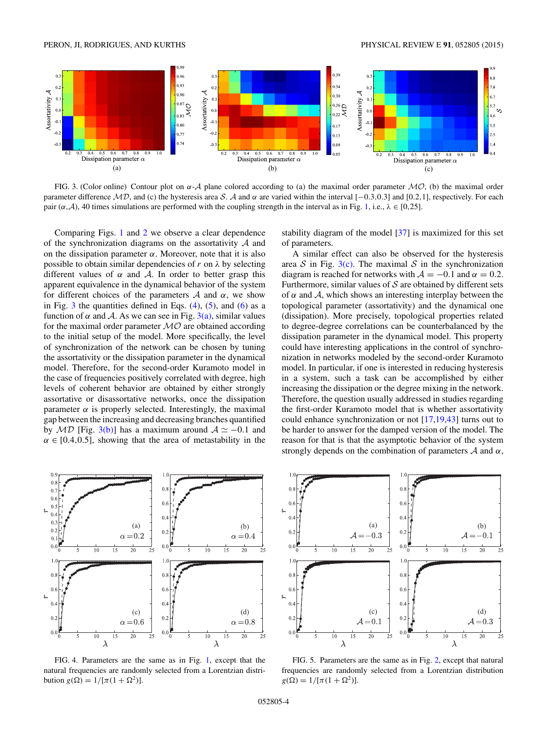FIG. 3. (Color online) Contour plot on $\alpha$-$\mathcal{A}$ plane colored according to (a) the maximal order parameter $\mathcal{MO}$, (b) the maximal order parameter difference $\mathcal{MD}$, and (c) the hysteresis area $\mathcal{S}$. $\mathcal{A}$ and $\alpha$ are varied within the interval $[-0.3,0.3]$ and $[0.2,1]$, respectively. For each pair $(\alpha,\mathcal{A})$, 40 times simulations are performed with the coupling strength in the interval as in Fig. 1, i.e., $\lambda \in [0,25]$.

Comparing Figs. 1 and 2 we observe a clear dependence of the synchronization diagrams on the assortativity $\mathcal{A}$ and on the dissipation parameter $\alpha$. Moreover, note that it is also possible to obtain similar dependencies of $r$ on $\lambda$ by selecting different values of $\alpha$ and $\mathcal{A}$. In order to better grasp this apparent equivalence in the dynamical behavior of the system for different choices of the parameters $\mathcal{A}$ and $\alpha$, we show in Fig. 3 the quantities defined in Eqs. (4), (5), and (6) as a function of $\alpha$ and $\mathcal{A}$. As we can see in Fig. 3(a), similar values for the maximal order parameter $\mathcal{MO}$ are obtained according to the initial setup of the model. More specifically, the level of synchronization of the network can be chosen by tuning the assortativity or the dissipation parameter in the dynamical model. Therefore, for the second-order Kuramoto model in the case of frequencies positively correlated with degree, high levels of coherent behavior are obtained by either strongly assortative or disassortative networks, once the dissipation parameter $\alpha$ is properly selected. Interestingly, the maximal gap between the increasing and decreasing branches quantified by $\mathcal{MD}$ [Fig. 3(b)] has a maximum around $\mathcal{A} \simeq -0.1$ and $\alpha \in [0.4,0.5]$, showing that the area of metastability in the stability diagram of the model [37] is maximized for this set of parameters.

A similar effect can also be observed for the hysteresis area $\mathcal{S}$ in Fig. 3(c). The maximal $\mathcal{S}$ in the synchronization diagram is reached for networks with $\mathcal{A} = -0.1$ and $\alpha = 0.2$. Furthermore, similar values of $\mathcal{S}$ are obtained by different sets of $\alpha$ and $\mathcal{A}$, which shows an interesting interplay between the topological parameter (assortativity) and the dynamical one (dissipation). More precisely, topological properties related to degree-degree correlations can be counterbalanced by the dissipation parameter in the dynamical model. This property could have interesting applications in the control of synchronization in networks modeled by the second-order Kuramoto model. In particular, if one is interested in reducing hysteresis in a system, such a task can be accomplished by either increasing the dissipation or the degree mixing in the network. Therefore, the question usually addressed in studies regarding the first-order Kuramoto model that is whether assortativity could enhance synchronization or not [17,19,43] turns out to be harder to answer for the damped version of the model. The reason for that is that the asymptotic behavior of the system strongly depends on the combination of parameters $\mathcal{A}$ and $\alpha$,

FIG. 4. Parameters are the same as in Fig. 1, except that the natural frequencies are randomly selected from a Lorentzian distribution $g(\Omega) = 1/[\pi(1+\Omega^2)]$.

FIG. 5. Parameters are the same as in Fig. 2, except that natural frequencies are randomly selected from a Lorentzian distribution $g(\Omega) = 1/[\pi(1+\Omega^2)]$.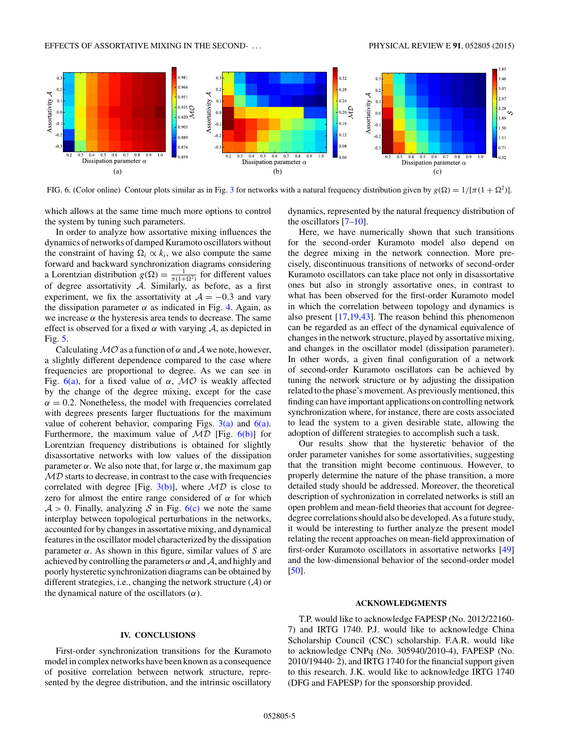FIG. 6. (Color online) Contour plots similar as in Fig. 3 for networks with a natural frequency distribution given by $g(\Omega) = 1/[\pi(1+\Omega^2)]$.

which allows at the same time much more options to control the system by tuning such parameters.

In order to analyze how assortative mixing influences the dynamics of networks of damped Kuramoto oscillators without the constraint of having $\Omega_i \propto k_i$, we also compute the same forward and backward synchronization diagrams considering a Lorentzian distribution $g(\Omega) = \frac{1}{\pi(1+\Omega^2)}$ for different values of degree assortativity $\mathcal{A}$. Similarly, as before, as a first experiment, we fix the assortativity at $\mathcal{A} = -0.3$ and vary the dissipation parameter $\alpha$ as indicated in Fig. 4. Again, as we increase $\alpha$ the hysteresis area tends to decrease. The same effect is observed for a fixed $\alpha$ with varying $\mathcal{A}$, as depicted in Fig. 5.

Calculating $\mathcal{MO}$ as a function of $\alpha$ and $\mathcal{A}$ we note, however, a slightly different dependence compared to the case where frequencies are proportional to degree. As we can see in Fig. 6(a), for a fixed value of $\alpha$, $\mathcal{MO}$ is weakly affected by the change of the degree mixing, except for the case $\alpha = 0.2$. Nonetheless, the model with frequencies correlated with degrees presents larger fluctuations for the maximum value of coherent behavior, comparing Figs. 3(a) and 6(a). Furthermore, the maximum value of $\mathcal{MD}$ [Fig. 6(b)] for Lorentzian frequency distributions is obtained for slightly disassortative networks with low values of the dissipation parameter $\alpha$. We also note that, for large $\alpha$, the maximum gap $\mathcal{MD}$ starts to decrease, in contrast to the case with frequencies correlated with degree [Fig. 3(b)], where $\mathcal{MD}$ is close to zero for almost the entire range considered of $\alpha$ for which $\mathcal{A} > 0$. Finally, analyzing $\mathcal{S}$ in Fig. 6(c) we note the same interplay between topological perturbations in the networks, accounted for by changes in assortative mixing, and dynamical features in the oscillator model characterized by the dissipation parameter $\alpha$. As shown in this figure, similar values of $S$ are achieved by controlling the parameters $\alpha$ and $\mathcal{A}$, and highly and poorly hysteretic synchronization diagrams can be obtained by different strategies, i.e., changing the network structure ($\mathcal{A}$) or the dynamical nature of the oscillators ($\alpha$).

## IV. CONCLUSIONS

First-order synchronization transitions for the Kuramoto model in complex networks have been known as a consequence of positive correlation between network structure, represented by the degree distribution, and the intrinsic oscillatory dynamics, represented by the natural frequency distribution of the oscillators [7–10].

Here, we have numerically shown that such transitions for the second-order Kuramoto model also depend on the degree mixing in the network connection. More precisely, discontinuous transitions of networks of second-order Kuramoto oscillators can take place not only in disassortative ones but also in strongly assortative ones, in contrast to what has been observed for the first-order Kuramoto model in which the correlation between topology and dynamics is also present [17,19,43]. The reason behind this phenomenon can be regarded as an effect of the dynamical equivalence of changes in the network structure, played by assortative mixing, and changes in the oscillator model (dissipation parameter). In other words, a given final configuration of a network of second-order Kuramoto oscillators can be achieved by tuning the network structure or by adjusting the dissipation related to the phase's movement. As previously mentioned, this finding can have important applications on controlling network synchronization where, for instance, there are costs associated to lead the system to a given desirable state, allowing the adoption of different strategies to accomplish such a task.

Our results show that the hysteretic behavior of the order parameter vanishes for some assortativities, suggesting that the transition might become continuous. However, to properly determine the nature of the phase transition, a more detailed study should be addressed. Moreover, the theoretical description of sychronization in correlated networks is still an open problem and mean-field theories that account for degree-degree correlations should also be developed. As a future study, it would be interesting to further analyze the present model relating the recent approaches on mean-field approximation of first-order Kuramoto oscillators in assortative networks [49] and the low-dimensional behavior of the second-order model [50].

## ACKNOWLEDGMENTS

T.P. would like to acknowledge FAPESP (No. 2012/22160-7) and IRTG 1740. P.J. would like to acknowledge China Scholarship Council (CSC) scholarship. F.A.R. would like to acknowledge CNPq (No. 305940/2010-4), FAPESP (No. 2010/19440- 2), and IRTG 1740 for the financial support given to this research. J.K. would like to acknowledge IRTG 1740 (DFG and FAPESP) for the sponsorship provided.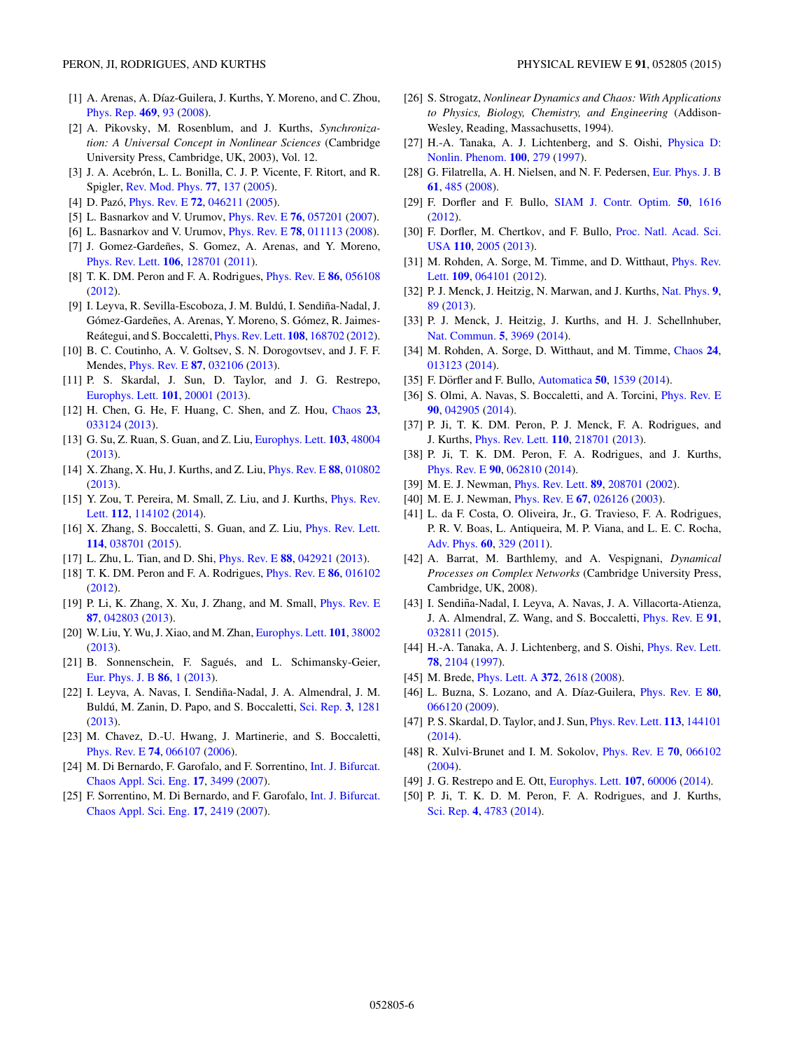[1] A. Arenas, A. Díaz-Guilera, J. Kurths, Y. Moreno, and C. Zhou, Phys. Rep. **469**, 93 (2008).

[2] A. Pikovsky, M. Rosenblum, and J. Kurths, *Synchronization: A Universal Concept in Nonlinear Sciences* (Cambridge University Press, Cambridge, UK, 2003), Vol. 12.

[3] J. A. Acebrón, L. L. Bonilla, C. J. P. Vicente, F. Ritort, and R. Spigler, Rev. Mod. Phys. **77**, 137 (2005).

[4] D. Pazó, Phys. Rev. E **72**, 046211 (2005).

[5] L. Basnarkov and V. Urumov, Phys. Rev. E **76**, 057201 (2007).

[6] L. Basnarkov and V. Urumov, Phys. Rev. E **78**, 011113 (2008).

[7] J. Gomez-Gardeñes, S. Gomez, A. Arenas, and Y. Moreno, Phys. Rev. Lett. **106**, 128701 (2011).

[8] T. K. DM. Peron and F. A. Rodrigues, Phys. Rev. E **86**, 056108 (2012).

[9] I. Leyva, R. Sevilla-Escoboza, J. M. Buldú, I. Sendiña-Nadal, J. Gómez-Gardeñes, A. Arenas, Y. Moreno, S. Gómez, R. Jaimes-Reátegui, and S. Boccaletti, Phys. Rev. Lett. **108**, 168702 (2012).

[10] B. C. Coutinho, A. V. Goltsev, S. N. Dorogovtsev, and J. F. F. Mendes, Phys. Rev. E **87**, 032106 (2013).

[11] P. S. Skardal, J. Sun, D. Taylor, and J. G. Restrepo, Europhys. Lett. **101**, 20001 (2013).

[12] H. Chen, G. He, F. Huang, C. Shen, and Z. Hou, Chaos **23**, 033124 (2013).

[13] G. Su, Z. Ruan, S. Guan, and Z. Liu, Europhys. Lett. **103**, 48004 (2013).

[14] X. Zhang, X. Hu, J. Kurths, and Z. Liu, Phys. Rev. E **88**, 010802 (2013).

[15] Y. Zou, T. Pereira, M. Small, Z. Liu, and J. Kurths, Phys. Rev. Lett. **112**, 114102 (2014).

[16] X. Zhang, S. Boccaletti, S. Guan, and Z. Liu, Phys. Rev. Lett. **114**, 038701 (2015).

[17] L. Zhu, L. Tian, and D. Shi, Phys. Rev. E **88**, 042921 (2013).

[18] T. K. DM. Peron and F. A. Rodrigues, Phys. Rev. E **86**, 016102 (2012).

[19] P. Li, K. Zhang, X. Xu, J. Zhang, and M. Small, Phys. Rev. E **87**, 042803 (2013).

[20] W. Liu, Y. Wu, J. Xiao, and M. Zhan, Europhys. Lett. **101**, 38002 (2013).

[21] B. Sonnenschein, F. Sagués, and L. Schimansky-Geier, Eur. Phys. J. B **86**, 1 (2013).

[22] I. Leyva, A. Navas, I. Sendiña-Nadal, J. A. Almendral, J. M. Buldú, M. Zanin, D. Papo, and S. Boccaletti, Sci. Rep. **3**, 1281 (2013).

[23] M. Chavez, D.-U. Hwang, J. Martinerie, and S. Boccaletti, Phys. Rev. E **74**, 066107 (2006).

[24] M. Di Bernardo, F. Garofalo, and F. Sorrentino, Int. J. Bifurcat. Chaos Appl. Sci. Eng. **17**, 3499 (2007).

[25] F. Sorrentino, M. Di Bernardo, and F. Garofalo, Int. J. Bifurcat. Chaos Appl. Sci. Eng. **17**, 2419 (2007).

[26] S. Strogatz, *Nonlinear Dynamics and Chaos: With Applications to Physics, Biology, Chemistry, and Engineering* (Addison-Wesley, Reading, Massachusetts, 1994).

[27] H.-A. Tanaka, A. J. Lichtenberg, and S. Oishi, Physica D: Nonlin. Phenom. **100**, 279 (1997).

[28] G. Filatrella, A. H. Nielsen, and N. F. Pedersen, Eur. Phys. J. B **61**, 485 (2008).

[29] F. Dorfler and F. Bullo, SIAM J. Contr. Optim. **50**, 1616 (2012).

[30] F. Dorfler, M. Chertkov, and F. Bullo, Proc. Natl. Acad. Sci. USA **110**, 2005 (2013).

[31] M. Rohden, A. Sorge, M. Timme, and D. Witthaut, Phys. Rev. Lett. **109**, 064101 (2012).

[32] P. J. Menck, J. Heitzig, N. Marwan, and J. Kurths, Nat. Phys. **9**, 89 (2013).

[33] P. J. Menck, J. Heitzig, J. Kurths, and H. J. Schellnhuber, Nat. Commun. **5**, 3969 (2014).

[34] M. Rohden, A. Sorge, D. Witthaut, and M. Timme, Chaos **24**, 013123 (2014).

[35] F. Dörfler and F. Bullo, Automatica **50**, 1539 (2014).

[36] S. Olmi, A. Navas, S. Boccaletti, and A. Torcini, Phys. Rev. E **90**, 042905 (2014).

[37] P. Ji, T. K. DM. Peron, P. J. Menck, F. A. Rodrigues, and J. Kurths, Phys. Rev. Lett. **110**, 218701 (2013).

[38] P. Ji, T. K. DM. Peron, F. A. Rodrigues, and J. Kurths, Phys. Rev. E **90**, 062810 (2014).

[39] M. E. J. Newman, Phys. Rev. Lett. **89**, 208701 (2002).

[40] M. E. J. Newman, Phys. Rev. E **67**, 026126 (2003).

[41] L. da F. Costa, O. Oliveira, Jr., G. Travieso, F. A. Rodrigues, P. R. V. Boas, L. Antiqueira, M. P. Viana, and L. E. C. Rocha, Adv. Phys. **60**, 329 (2011).

[42] A. Barrat, M. Barthlemy, and A. Vespignani, *Dynamical Processes on Complex Networks* (Cambridge University Press, Cambridge, UK, 2008).

[43] I. Sendiña-Nadal, I. Leyva, A. Navas, J. A. Villacorta-Atienza, J. A. Almendral, Z. Wang, and S. Boccaletti, Phys. Rev. E **91**, 032811 (2015).

[44] H.-A. Tanaka, A. J. Lichtenberg, and S. Oishi, Phys. Rev. Lett. **78**, 2104 (1997).

[45] M. Brede, Phys. Lett. A **372**, 2618 (2008).

[46] L. Buzna, S. Lozano, and A. Díaz-Guilera, Phys. Rev. E **80**, 066120 (2009).

[47] P. S. Skardal, D. Taylor, and J. Sun, Phys. Rev. Lett. **113**, 144101 (2014).

[48] R. Xulvi-Brunet and I. M. Sokolov, Phys. Rev. E **70**, 066102 (2004).

[49] J. G. Restrepo and E. Ott, Europhys. Lett. **107**, 60006 (2014).

[50] P. Ji, T. K. D. M. Peron, F. A. Rodrigues, and J. Kurths, Sci. Rep. **4**, 4783 (2014).